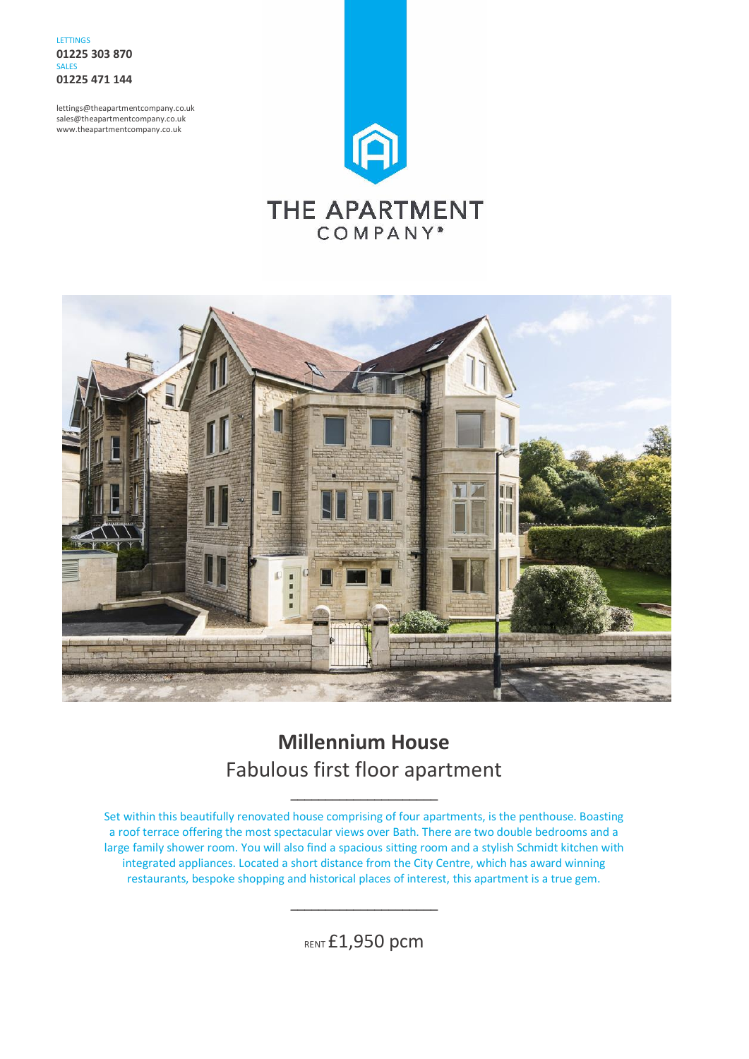LETTINGS
**01225 303 870**
SALES
**01225 471 144**

lettings@theapartmentcompany.co.uk
sales@theapartmentcompany.co.uk
www.theapartmentcompany.co.uk

THE APARTMENT
COMPANY®

# Millennium House

## Fabulous first floor apartment

---

Set within this beautifully renovated house comprising of four apartments, is the penthouse. Boasting a roof terrace offering the most spectacular views over Bath. There are two double bedrooms and a large family shower room. You will also find a spacious sitting room and a stylish Schmidt kitchen with integrated appliances. Located a short distance from the City Centre, which has award winning restaurants, bespoke shopping and historical places of interest, this apartment is a true gem.

---

RENT £1,950 pcm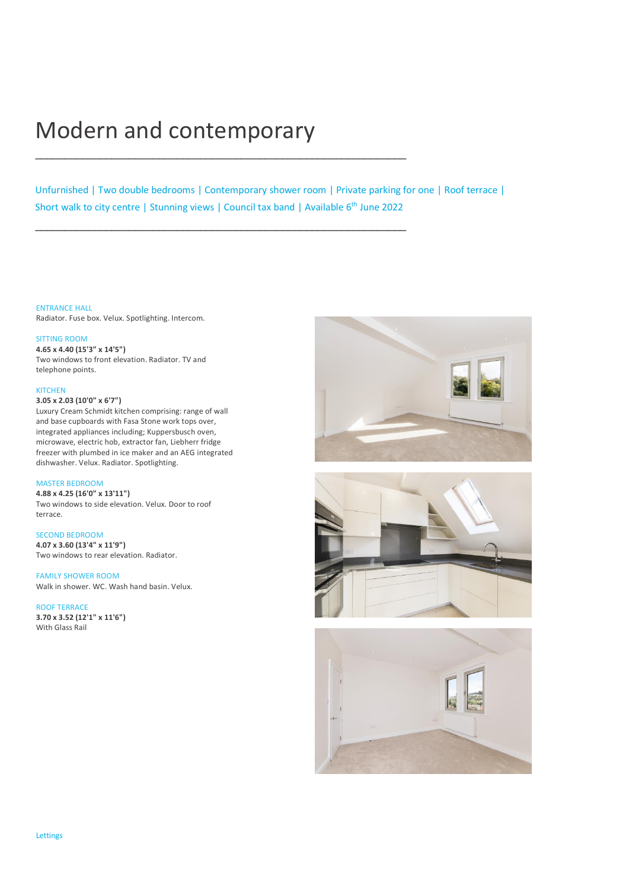# Modern and contemporary

Unfurnished | Two double bedrooms | Contemporary shower room | Private parking for one | Roof terrace | Short walk to city centre | Stunning views | Council tax band | Available 6th June 2022

ENTRANCE HALL
Radiator. Fuse box. Velux. Spotlighting. Intercom.

SITTING ROOM
**4.65 x 4.40 (15'3" x 14'5")**
Two windows to front elevation. Radiator. TV and telephone points.

KITCHEN
**3.05 x 2.03 (10'0" x 6'7")**
Luxury Cream Schmidt kitchen comprising: range of wall and base cupboards with Fasa Stone work tops over, integrated appliances including; Kuppersbusch oven, microwave, electric hob, extractor fan, Liebherr fridge freezer with plumbed in ice maker and an AEG integrated dishwasher. Velux. Radiator. Spotlighting.

MASTER BEDROOM
**4.88 x 4.25 (16'0" x 13'11")**
Two windows to side elevation. Velux. Door to roof terrace.

SECOND BEDROOM
**4.07 x 3.60 (13'4" x 11'9")**
Two windows to rear elevation. Radiator.

FAMILY SHOWER ROOM
Walk in shower. WC. Wash hand basin. Velux.

ROOF TERRACE
**3.70 x 3.52 (12'1" x 11'6")**
With Glass Rail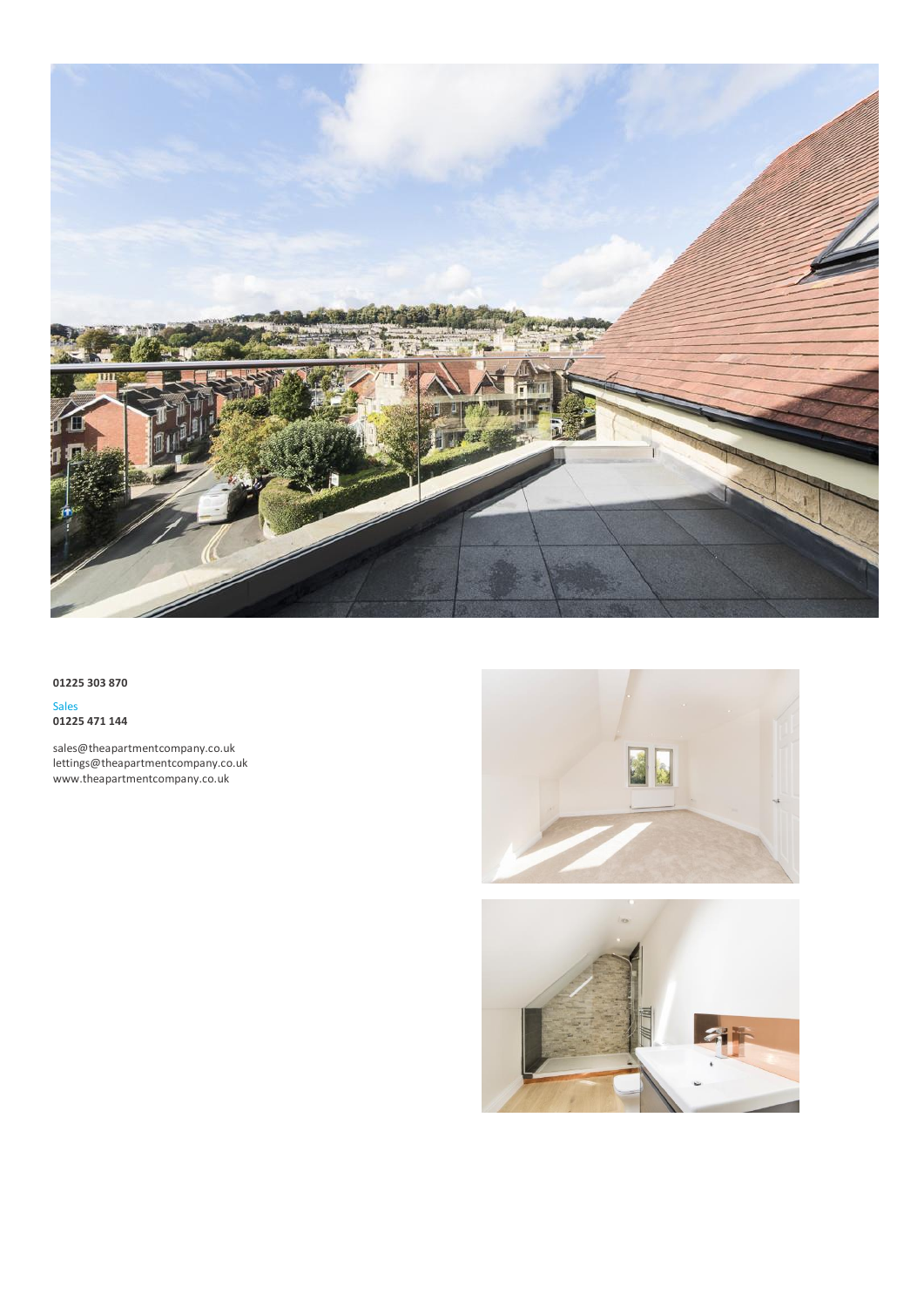**01225 303 870**

Sales
**01225 471 144**

sales@theapartmentcompany.co.uk
lettings@theapartmentcompany.co.uk
www.theapartmentcompany.co.uk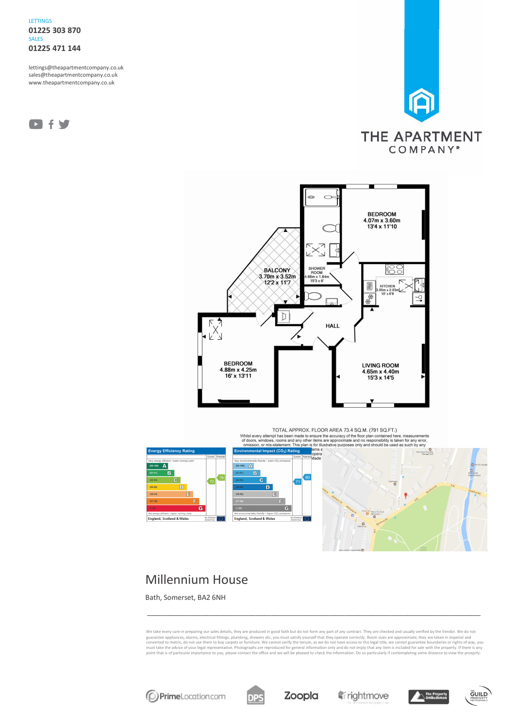LETTINGS
**01225 303 870**
SALES
**01225 471 144**

lettings@theapartmentcompany.co.uk
sales@theapartmentcompany.co.uk
www.theapartmentcompany.co.uk

THE APARTMENT COMPANY®

BEDROOM
4.07m x 3.60m
13'4 x 11'10

BALCONY
3.70m x 3.52m
12'2 x 11'7

SHOWER ROOM
4.66m x 1.84m
15'3 x 6'

KITCHEN
3.05m x 2.03m
10' x 6'8

HALL

BEDROOM
4.88m x 4.25m
16' x 13'11

LIVING ROOM
4.65m x 4.40m
15'3 x 14'5

TOTAL APPROX. FLOOR AREA 73.4 SQ.M. (791 SQ.FT.)
Whilst every attempt has been made to ensure the accuracy of the floor plan contained here, measurements of doors, windows, rooms and any other items are approximate and no responsibility is taken for any error, omission, or mis-statement. This plan is for illustrative purposes only and should be used as such by any

Energy Efficiency Rating
Current 72
Potential 79
England, Scotland & Wales

Environmental Impact ($CO_2$) Rating
Current 71
Potential 80
England, Scotland & Wales

# Millennium House

Bath, Somerset, BA2 6NH

We take every care in preparing our sales details, they are produced in good faith but do not form any part of any contract. They are checked and usually verified by the Vendor. We do not guarantee appliances, alarms, electrical fittings, plumbing, showers etc; you must satisfy yourself that they operate correctly. Room sizes are approximate; they are taken in imperial and converted to metric, do not use them to buy carpets or furniture. We cannot verify the tenure, as we do not have access to the legal title, we cannot guarantee boundaries or rights of way, you must take the advice of your legal representative. Photographs are reproduced for general information only and do not imply that any item is included for sale with the property. If there is any point that is of particular importance to you, please contact the office and we will be pleased to check the information. Do so particularly if contemplating some distance to view the proeprty.

PrimeLocation.com DPS Zoopla rightmove The Property Ombudsman The Guild Property Professionals